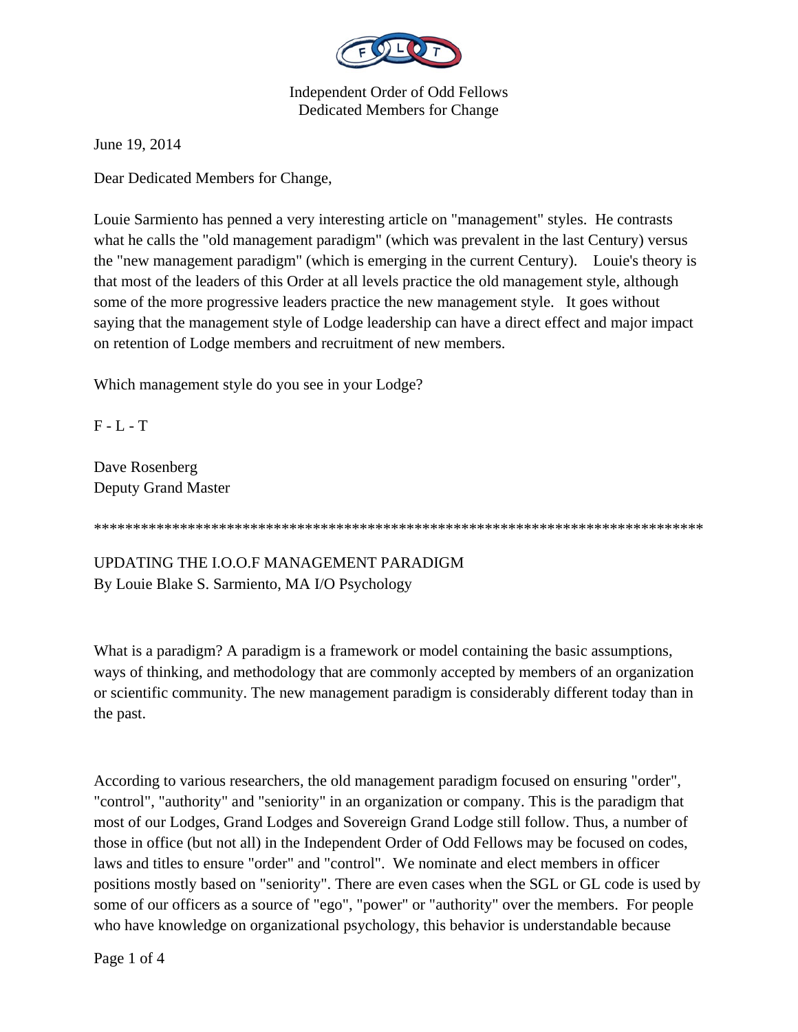Independent Order of Odd Fellows
Dedicated Members for Change

June 19, 2014

Dear Dedicated Members for Change,

Louie Sarmiento has penned a very interesting article on "management" styles. He contrasts what he calls the "old management paradigm" (which was prevalent in the last Century) versus the "new management paradigm" (which is emerging in the current Century). Louie's theory is that most of the leaders of this Order at all levels practice the old management style, although some of the more progressive leaders practice the new management style. It goes without saying that the management style of Lodge leadership can have a direct effect and major impact on retention of Lodge members and recruitment of new members.

Which management style do you see in your Lodge?

F - L - T

Dave Rosenberg
Deputy Grand Master

********************************************************************************

UPDATING THE I.O.O.F MANAGEMENT PARADIGM
By Louie Blake S. Sarmiento, MA I/O Psychology

What is a paradigm? A paradigm is a framework or model containing the basic assumptions, ways of thinking, and methodology that are commonly accepted by members of an organization or scientific community. The new management paradigm is considerably different today than in the past.

According to various researchers, the old management paradigm focused on ensuring "order", "control", "authority" and "seniority" in an organization or company. This is the paradigm that most of our Lodges, Grand Lodges and Sovereign Grand Lodge still follow. Thus, a number of those in office (but not all) in the Independent Order of Odd Fellows may be focused on codes, laws and titles to ensure "order" and "control". We nominate and elect members in officer positions mostly based on "seniority". There are even cases when the SGL or GL code is used by some of our officers as a source of "ego", "power" or "authority" over the members. For people who have knowledge on organizational psychology, this behavior is understandable because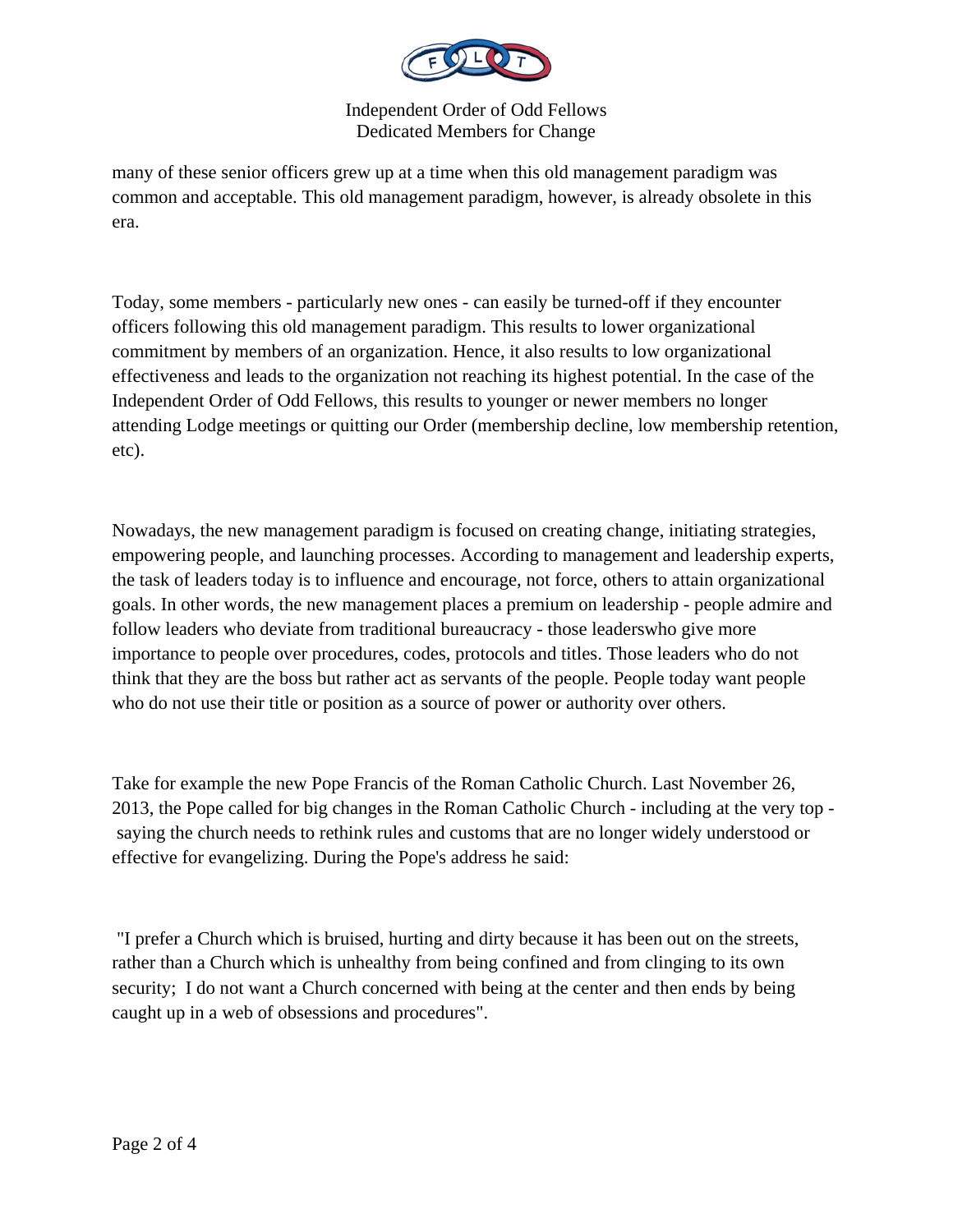many of these senior officers grew up at a time when this old management paradigm was common and acceptable. This old management paradigm, however, is already obsolete in this era.

Today, some members - particularly new ones - can easily be turned-off if they encounter officers following this old management paradigm. This results to lower organizational commitment by members of an organization. Hence, it also results to low organizational effectiveness and leads to the organization not reaching its highest potential. In the case of the Independent Order of Odd Fellows, this results to younger or newer members no longer attending Lodge meetings or quitting our Order (membership decline, low membership retention, etc).

Nowadays, the new management paradigm is focused on creating change, initiating strategies, empowering people, and launching processes. According to management and leadership experts, the task of leaders today is to influence and encourage, not force, others to attain organizational goals. In other words, the new management places a premium on leadership - people admire and follow leaders who deviate from traditional bureaucracy - those leaderswho give more importance to people over procedures, codes, protocols and titles. Those leaders who do not think that they are the boss but rather act as servants of the people. People today want people who do not use their title or position as a source of power or authority over others.

Take for example the new Pope Francis of the Roman Catholic Church. Last November 26, 2013, the Pope called for big changes in the Roman Catholic Church - including at the very top - saying the church needs to rethink rules and customs that are no longer widely understood or effective for evangelizing. During the Pope's address he said:

"I prefer a Church which is bruised, hurting and dirty because it has been out on the streets, rather than a Church which is unhealthy from being confined and from clinging to its own security; I do not want a Church concerned with being at the center and then ends by being caught up in a web of obsessions and procedures".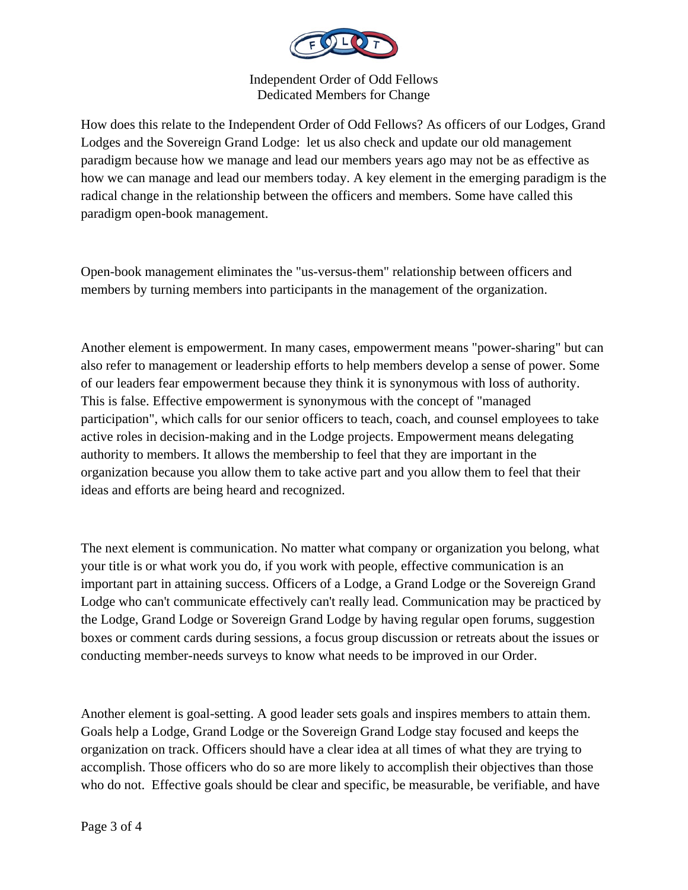How does this relate to the Independent Order of Odd Fellows? As officers of our Lodges, Grand Lodges and the Sovereign Grand Lodge:  let us also check and update our old management paradigm because how we manage and lead our members years ago may not be as effective as how we can manage and lead our members today. A key element in the emerging paradigm is the radical change in the relationship between the officers and members. Some have called this paradigm open-book management.

Open-book management eliminates the "us-versus-them" relationship between officers and members by turning members into participants in the management of the organization.

Another element is empowerment. In many cases, empowerment means "power-sharing" but can also refer to management or leadership efforts to help members develop a sense of power. Some of our leaders fear empowerment because they think it is synonymous with loss of authority. This is false. Effective empowerment is synonymous with the concept of "managed participation", which calls for our senior officers to teach, coach, and counsel employees to take active roles in decision-making and in the Lodge projects. Empowerment means delegating authority to members. It allows the membership to feel that they are important in the organization because you allow them to take active part and you allow them to feel that their ideas and efforts are being heard and recognized.

The next element is communication. No matter what company or organization you belong, what your title is or what work you do, if you work with people, effective communication is an important part in attaining success. Officers of a Lodge, a Grand Lodge or the Sovereign Grand Lodge who can't communicate effectively can't really lead. Communication may be practiced by the Lodge, Grand Lodge or Sovereign Grand Lodge by having regular open forums, suggestion boxes or comment cards during sessions, a focus group discussion or retreats about the issues or conducting member-needs surveys to know what needs to be improved in our Order.

Another element is goal-setting. A good leader sets goals and inspires members to attain them. Goals help a Lodge, Grand Lodge or the Sovereign Grand Lodge stay focused and keeps the organization on track. Officers should have a clear idea at all times of what they are trying to accomplish. Those officers who do so are more likely to accomplish their objectives than those who do not.  Effective goals should be clear and specific, be measurable, be verifiable, and have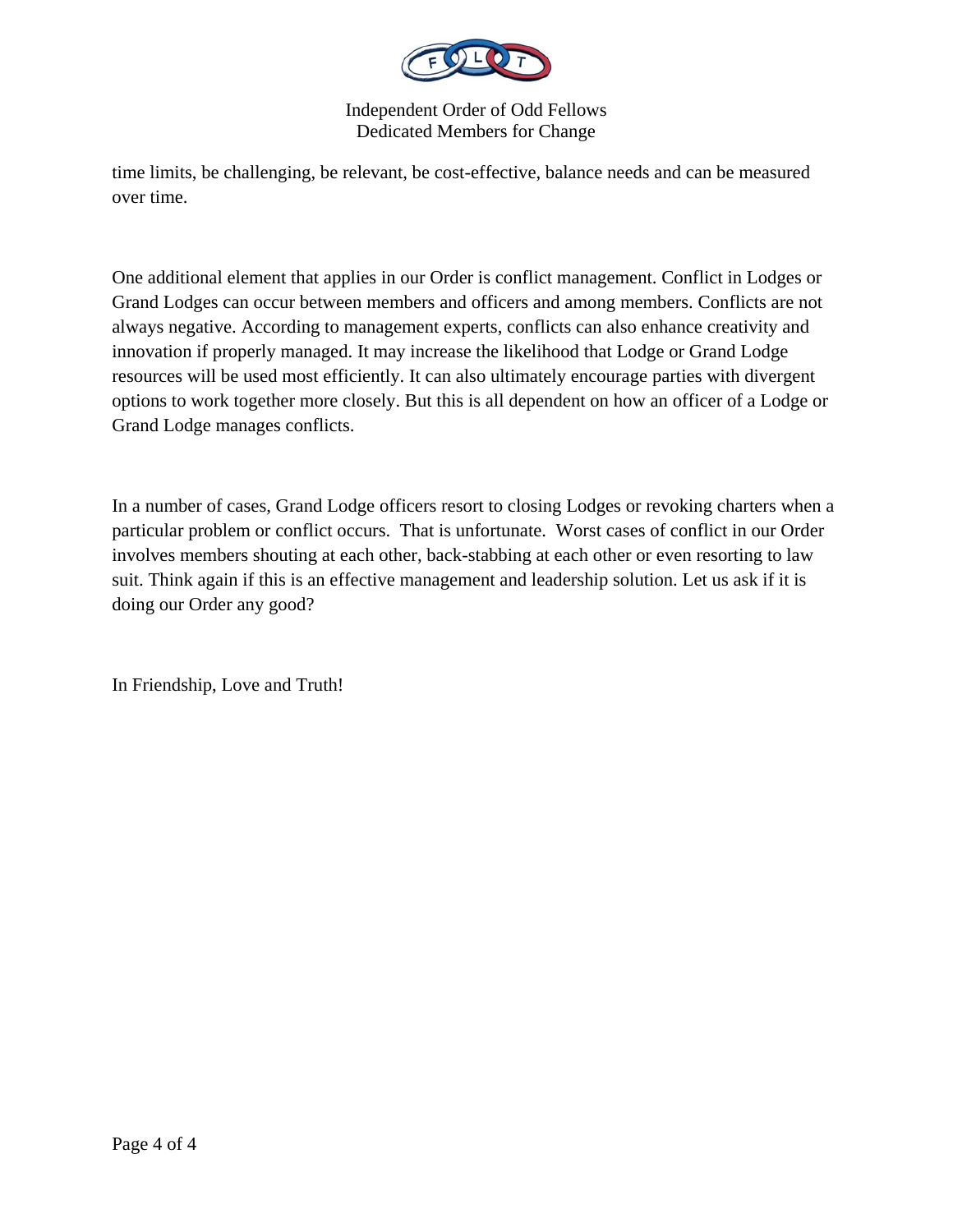time limits, be challenging, be relevant, be cost-effective, balance needs and can be measured over time.

One additional element that applies in our Order is conflict management. Conflict in Lodges or Grand Lodges can occur between members and officers and among members. Conflicts are not always negative. According to management experts, conflicts can also enhance creativity and innovation if properly managed. It may increase the likelihood that Lodge or Grand Lodge resources will be used most efficiently. It can also ultimately encourage parties with divergent options to work together more closely. But this is all dependent on how an officer of a Lodge or Grand Lodge manages conflicts.

In a number of cases, Grand Lodge officers resort to closing Lodges or revoking charters when a particular problem or conflict occurs. That is unfortunate. Worst cases of conflict in our Order involves members shouting at each other, back-stabbing at each other or even resorting to law suit. Think again if this is an effective management and leadership solution. Let us ask if it is doing our Order any good?

In Friendship, Love and Truth!